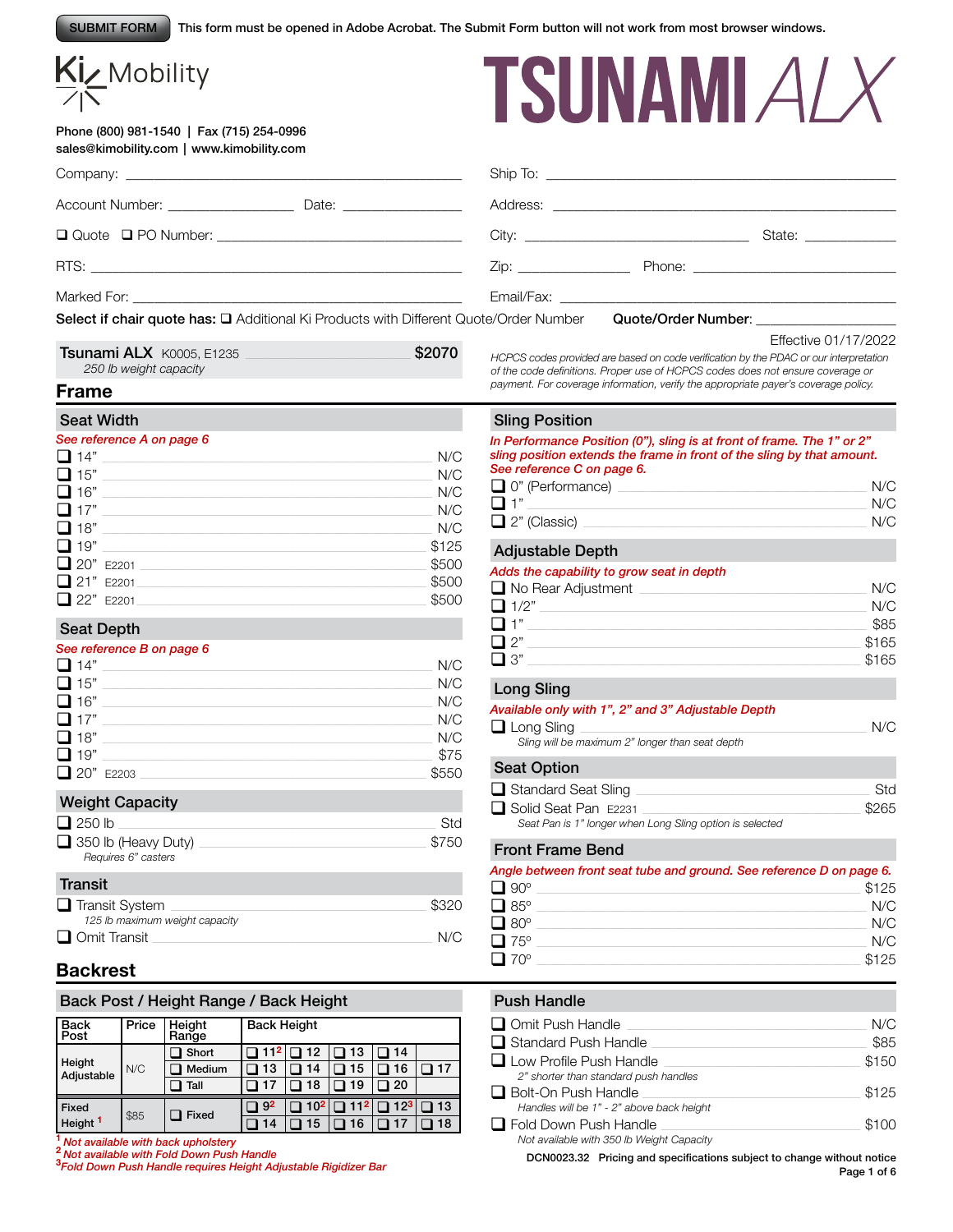SUBMIT FORM This form must be opened in Adobe Acrobat. The Submit Form button will not work from most browser windows.

Ki Mobility

# TSUNAMI ALX

Phone (800) 981-1540 | Fax (715) 254-0996
sales@kimobility.com | www.kimobility.com

Company: ____________________

Account Number: ____________ Date: ____________

❑ Quote ❑ PO Number: ____________

RTS: ____________________

Marked For: ____________________

Ship To: ____________________

Address: ____________________

City: ____________ State: ____________

Zip: ____________ Phone: ____________

Email/Fax: ____________________

**Select if chair quote has:** ❑ Additional Ki Products with Different Quote/Order Number **Quote/Order Number**: ____________

**Tsunami ALX** K0005, E1235 **$2070**
*250 lb weight capacity*

Effective 01/17/2022

*HCPCS codes provided are based on code verification by the PDAC or our interpretation of the code definitions. Proper use of HCPCS codes does not ensure coverage or payment. For coverage information, verify the appropriate payer's coverage policy.*

## Frame

### Seat Width

*See reference A on page 6*

- ❑ 14" — N/C
- ❑ 15" — N/C
- ❑ 16" — N/C
- ❑ 17" — N/C
- ❑ 18" — N/C
- ❑ 19" — $125
- ❑ 20" E2201 — $500
- ❑ 21" E2201 — $500
- ❑ 22" E2201 — $500

### Seat Depth

*See reference B on page 6*

- ❑ 14" — N/C
- ❑ 15" — N/C
- ❑ 16" — N/C
- ❑ 17" — N/C
- ❑ 18" — N/C
- ❑ 19" — $75
- ❑ 20" E2203 — $550

### Weight Capacity

- ❑ 250 lb — Std
- ❑ 350 lb (Heavy Duty) — $750
  *Requires 6" casters*

### Transit

- ❑ Transit System — $320
  *125 lb maximum weight capacity*
- ❑ Omit Transit — N/C

### Sling Position

*In Performance Position (0"), sling is at front of frame. The 1" or 2" sling position extends the frame in front of the sling by that amount. See reference C on page 6.*

- ❑ 0" (Performance) — N/C
- ❑ 1" — N/C
- ❑ 2" (Classic) — N/C

### Adjustable Depth

*Adds the capability to grow seat in depth*

- ❑ No Rear Adjustment — N/C
- ❑ 1/2" — N/C
- ❑ 1" — $85
- ❑ 2" — $165
- ❑ 3" — $165

### Long Sling

*Available only with 1", 2" and 3" Adjustable Depth*

- ❑ Long Sling — N/C
  *Sling will be maximum 2" longer than seat depth*

### Seat Option

- ❑ Standard Seat Sling — Std
- ❑ Solid Seat Pan E2231 — $265
  *Seat Pan is 1" longer when Long Sling option is selected*

### Front Frame Bend

*Angle between front seat tube and ground. See reference D on page 6.*

- ❑ 90° — $125
- ❑ 85° — N/C
- ❑ 80° — N/C
- ❑ 75° — N/C
- ❑ 70° — $125

## Backrest

### Back Post / Height Range / Back Height

| Back Post | Price | Height Range | Back Height | | | | |
|---|---|---|---|---|---|---|---|
| Height Adjustable | N/C | ❑ Short | ❑ 11[2] | ❑ 12 | ❑ 13 | ❑ 14 | |
| | | ❑ Medium | ❑ 13 | ❑ 14 | ❑ 15 | ❑ 16 | ❑ 17 |
| | | ❑ Tall | ❑ 17 | ❑ 18 | ❑ 19 | ❑ 20 | |
| Fixed Height [1] | $85 | ❑ Fixed | ❑ 9[2] | ❑ 10[2] | ❑ 11[2] | ❑ 12[3] | ❑ 13 |
| | | | ❑ 14 | ❑ 15 | ❑ 16 | ❑ 17 | ❑ 18 |

[1] *Not available with back upholstery*
[2] *Not available with Fold Down Push Handle*
[3] *Fold Down Push Handle requires Height Adjustable Rigidizer Bar*

### Push Handle

- ❑ Omit Push Handle — N/C
- ❑ Standard Push Handle — $85
- ❑ Low Profile Push Handle — $150
  *2" shorter than standard push handles*
- ❑ Bolt-On Push Handle — $125
  *Handles will be 1" - 2" above back height*
- ❑ Fold Down Push Handle — $100
  *Not available with 350 lb Weight Capacity*

DCN0023.32 Pricing and specifications subject to change without notice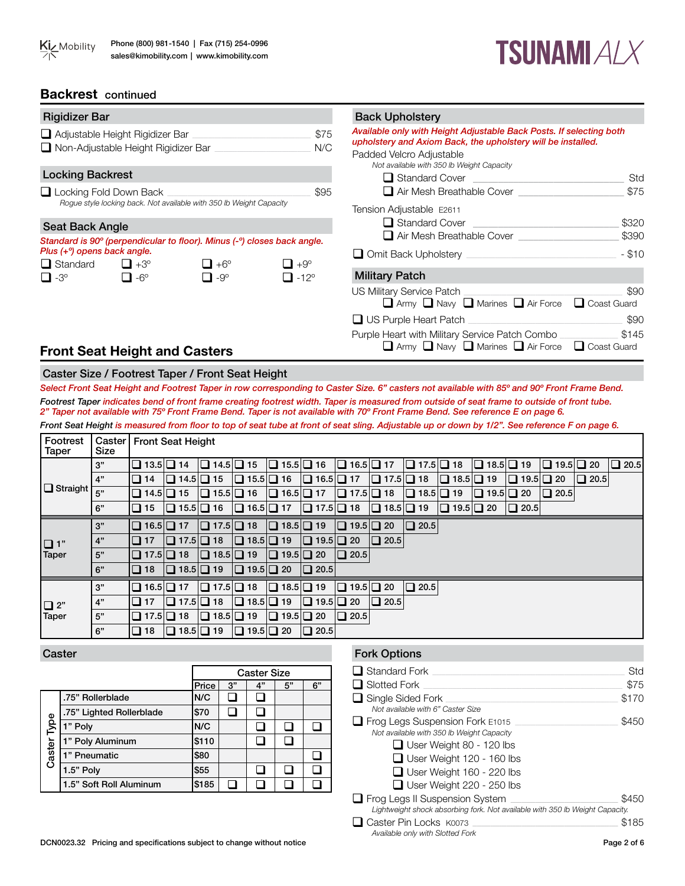## Backrest continued

### Rigidizer Bar

- ❑ Adjustable Height Rigidizer Bar — $75
- ❑ Non-Adjustable Height Rigidizer Bar — N/C

### Locking Backrest

- ❑ Locking Fold Down Back — $95
  *Rogue style locking back. Not available with 350 lb Weight Capacity*

### Seat Back Angle

*Standard is 90º (perpendicular to floor). Minus (-º) closes back angle. Plus (+º) opens back angle.*

❑ Standard ❑ +3º ❑ +6º ❑ +9º
❑ -3º ❑ -6º ❑ -9º ❑ -12º

### Back Upholstery

*Available only with Height Adjustable Back Posts. If selecting both upholstery and Axiom Back, the upholstery will be installed.*

Padded Velcro Adjustable
*Not available with 350 lb Weight Capacity*
- ❑ Standard Cover — Std
- ❑ Air Mesh Breathable Cover — $75

Tension Adjustable E2611
- ❑ Standard Cover — $320
- ❑ Air Mesh Breathable Cover — $390

❑ Omit Back Upholstery — - $10

### Military Patch

US Military Service Patch — $90
❑ Army ❑ Navy ❑ Marines ❑ Air Force ❑ Coast Guard

❑ US Purple Heart Patch — $90

Purple Heart with Military Service Patch Combo — $145
❑ Army ❑ Navy ❑ Marines ❑ Air Force ❑ Coast Guard

## Front Seat Height and Casters

### Caster Size / Footrest Taper / Front Seat Height

*Select Front Seat Height and Footrest Taper in row corresponding to Caster Size. 6" casters not available with 85º and 90º Front Frame Bend.*

*Footrest Taper indicates bend of front frame creating footrest width. Taper is measured from outside of seat frame to outside of front tube. 2" Taper not available with 75º Front Frame Bend. Taper is not available with 70º Front Frame Bend. See reference E on page 6.*

*Front Seat Height is measured from floor to top of seat tube at front of seat sling. Adjustable up or down by 1/2". See reference F on page 6.*

| Footrest Taper | Caster Size | Front Seat Height | | | | | | | | | | | | | | |
|---|---|---|---|---|---|---|---|---|---|---|---|---|---|---|---|---|
| ❑ Straight | 3" | ❑ 13.5 | ❑ 14 | ❑ 14.5 | ❑ 15 | ❑ 15.5 | ❑ 16 | ❑ 16.5 | ❑ 17 | ❑ 17.5 | ❑ 18 | ❑ 18.5 | ❑ 19 | ❑ 19.5 | ❑ 20 | ❑ 20.5 |
| | 4" | ❑ 14 | ❑ 14.5 | ❑ 15 | ❑ 15.5 | ❑ 16 | ❑ 16.5 | ❑ 17 | ❑ 17.5 | ❑ 18 | ❑ 18.5 | ❑ 19 | ❑ 19.5 | ❑ 20 | ❑ 20.5 | |
| | 5" | ❑ 14.5 | ❑ 15 | ❑ 15.5 | ❑ 16 | ❑ 16.5 | ❑ 17 | ❑ 17.5 | ❑ 18 | ❑ 18.5 | ❑ 19 | ❑ 19.5 | ❑ 20 | ❑ 20.5 | | |
| | 6" | ❑ 15 | ❑ 15.5 | ❑ 16 | ❑ 16.5 | ❑ 17 | ❑ 17.5 | ❑ 18 | ❑ 18.5 | ❑ 19 | ❑ 19.5 | ❑ 20 | ❑ 20.5 | | | |
| ❑ 1" Taper | 3" | ❑ 16.5 | ❑ 17 | ❑ 17.5 | ❑ 18 | ❑ 18.5 | ❑ 19 | ❑ 19.5 | ❑ 20 | ❑ 20.5 | | | | | | |
| | 4" | ❑ 17 | ❑ 17.5 | ❑ 18 | ❑ 18.5 | ❑ 19 | ❑ 19.5 | ❑ 20 | ❑ 20.5 | | | | | | | |
| | 5" | ❑ 17.5 | ❑ 18 | ❑ 18.5 | ❑ 19 | ❑ 19.5 | ❑ 20 | ❑ 20.5 | | | | | | | | |
| | 6" | ❑ 18 | ❑ 18.5 | ❑ 19 | ❑ 19.5 | ❑ 20 | ❑ 20.5 | | | | | | | | | |
| ❑ 2" Taper | 3" | ❑ 16.5 | ❑ 17 | ❑ 17.5 | ❑ 18 | ❑ 18.5 | ❑ 19 | ❑ 19.5 | ❑ 20 | ❑ 20.5 | | | | | | |
| | 4" | ❑ 17 | ❑ 17.5 | ❑ 18 | ❑ 18.5 | ❑ 19 | ❑ 19.5 | ❑ 20 | ❑ 20.5 | | | | | | | |
| | 5" | ❑ 17.5 | ❑ 18 | ❑ 18.5 | ❑ 19 | ❑ 19.5 | ❑ 20 | ❑ 20.5 | | | | | | | | |
| | 6" | ❑ 18 | ❑ 18.5 | ❑ 19 | ❑ 19.5 | ❑ 20 | ❑ 20.5 | | | | | | | | | |

### Caster

| Caster Type | | Caster Size | | | |
|---|---|---|---|---|---|
| | Price | 3" | 4" | 5" | 6" |
| .75" Rollerblade | N/C | ❑ | ❑ | | |
| .75" Lighted Rollerblade | $70 | ❑ | ❑ | | |
| 1" Poly | N/C | | ❑ | ❑ | ❑ |
| 1" Poly Aluminum | $110 | | ❑ | ❑ | |
| 1" Pneumatic | $80 | | | | ❑ |
| 1.5" Poly | $55 | | ❑ | ❑ | ❑ |
| 1.5" Soft Roll Aluminum | $185 | ❑ | ❑ | ❑ | ❑ |

### Fork Options

- ❑ Standard Fork — Std
- ❑ Slotted Fork — $75
- ❑ Single Sided Fork — $170
  *Not available with 6" Caster Size*
- ❑ Frog Legs Suspension Fork E1015 — $450
  *Not available with 350 lb Weight Capacity*
  - ❑ User Weight 80 - 120 lbs
  - ❑ User Weight 120 - 160 lbs
  - ❑ User Weight 160 - 220 lbs
  - ❑ User Weight 220 - 250 lbs
- ❑ Frog Legs II Suspension System — $450
  *Lightweight shock absorbing fork. Not available with 350 lb Weight Capacity.*
- ❑ Caster Pin Locks K0073 — $185
  *Available only with Slotted Fork*

DCN0023.32 Pricing and specifications subject to change without notice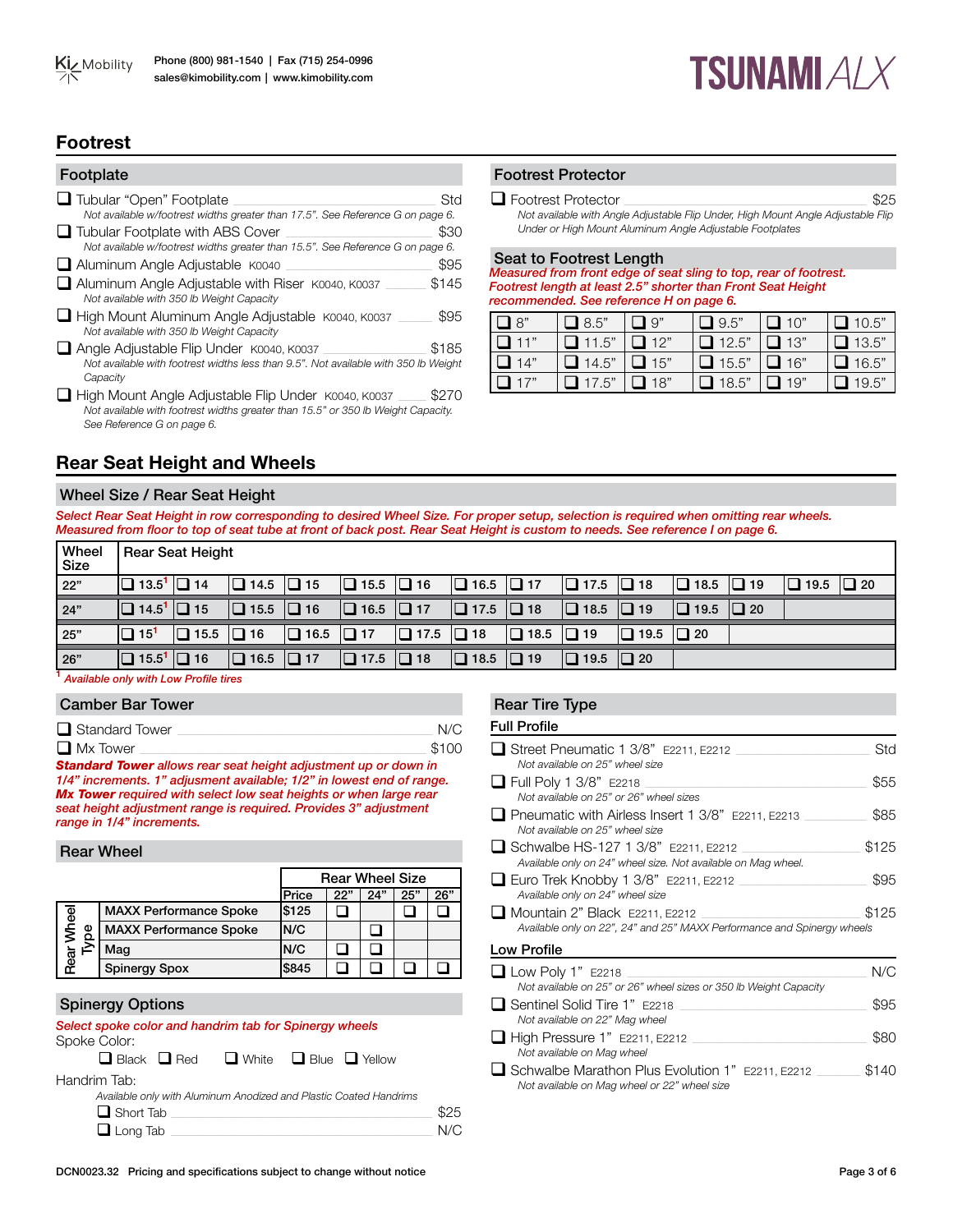# Footrest

## Footplate

- ❑ Tubular "Open" Footplate — Std
  *Not available w/footrest widths greater than 17.5". See Reference G on page 6.*
- ❑ Tubular Footplate with ABS Cover — $30
  *Not available w/footrest widths greater than 15.5". See Reference G on page 6.*
- ❑ Aluminum Angle Adjustable K0040 — $95
- ❑ Aluminum Angle Adjustable with Riser K0040, K0037 — $145
  *Not available with 350 lb Weight Capacity*
- ❑ High Mount Aluminum Angle Adjustable K0040, K0037 — $95
  *Not available with 350 lb Weight Capacity*
- ❑ Angle Adjustable Flip Under K0040, K0037 — $185
  *Not available with footrest widths less than 9.5". Not available with 350 lb Weight Capacity*
- ❑ High Mount Angle Adjustable Flip Under K0040, K0037 — $270
  *Not available with footrest widths greater than 15.5" or 350 lb Weight Capacity. See Reference G on page 6.*

## Footrest Protector

- ❑ Footrest Protector — $25
  *Not available with Angle Adjustable Flip Under, High Mount Angle Adjustable Flip Under or High Mount Aluminum Angle Adjustable Footplates*

## Seat to Footrest Length

***Measured from front edge of seat sling to top, rear of footrest. Footrest length at least 2.5" shorter than Front Seat Height recommended. See reference H on page 6.***

| | | | | | |
|---|---|---|---|---|---|
| ❑ 8" | ❑ 8.5" | ❑ 9" | ❑ 9.5" | ❑ 10" | ❑ 10.5" |
| ❑ 11" | ❑ 11.5" | ❑ 12" | ❑ 12.5" | ❑ 13" | ❑ 13.5" |
| ❑ 14" | ❑ 14.5" | ❑ 15" | ❑ 15.5" | ❑ 16" | ❑ 16.5" |
| ❑ 17" | ❑ 17.5" | ❑ 18" | ❑ 18.5" | ❑ 19" | ❑ 19.5" |

# Rear Seat Height and Wheels

## Wheel Size / Rear Seat Height

***Select Rear Seat Height in row corresponding to desired Wheel Size. For proper setup, selection is required when omitting rear wheels. Measured from floor to top of seat tube at front of back post. Rear Seat Height is custom to needs. See reference I on page 6.***

| Wheel Size | Rear Seat Height | | | | | | | | | | | | | |
|---|---|---|---|---|---|---|---|---|---|---|---|---|---|---|
| 22" | ❑ 13.5[1] | ❑ 14 | ❑ 14.5 | ❑ 15 | ❑ 15.5 | ❑ 16 | ❑ 16.5 | ❑ 17 | ❑ 17.5 | ❑ 18 | ❑ 18.5 | ❑ 19 | ❑ 19.5 | ❑ 20 |
| 24" | ❑ 14.5[1] | ❑ 15 | ❑ 15.5 | ❑ 16 | ❑ 16.5 | ❑ 17 | ❑ 17.5 | ❑ 18 | ❑ 18.5 | ❑ 19 | ❑ 19.5 | ❑ 20 | | |
| 25" | ❑ 15[1] | ❑ 15.5 | ❑ 16 | ❑ 16.5 | ❑ 17 | ❑ 17.5 | ❑ 18 | ❑ 18.5 | ❑ 19 | ❑ 19.5 | ❑ 20 | | | |
| 26" | ❑ 15.5[1] | ❑ 16 | ❑ 16.5 | ❑ 17 | ❑ 17.5 | ❑ 18 | ❑ 18.5 | ❑ 19 | ❑ 19.5 | ❑ 20 | | | | |

[1] *Available only with Low Profile tires*

## Camber Bar Tower

- ❑ Standard Tower — N/C
- ❑ Mx Tower — $100

***Standard Tower** allows rear seat height adjustment up or down in 1/4" increments. 1" adjustment available; 1/2" in lowest end of range. **Mx Tower** required with select low seat heights or when large rear seat height adjustment range is required. Provides 3" adjustment range in 1/4" increments.*

## Rear Wheel

| Rear Wheel Type | Price | 22" | 24" | 25" | 26" |
|---|---|---|---|---|---|
| MAXX Performance Spoke | $125 | ❑ | | ❑ | ❑ |
| MAXX Performance Spoke | N/C | | ❑ | | |
| Mag | N/C | ❑ | ❑ | | |
| Spinergy Spox | $845 | ❑ | ❑ | ❑ | ❑ |

## Spinergy Options

***Select spoke color and handrim tab for Spinergy wheels***

Spoke Color:

❑ Black ❑ Red ❑ White ❑ Blue ❑ Yellow

Handrim Tab:

*Available only with Aluminum Anodized and Plastic Coated Handrims*

- ❑ Short Tab — $25
- ❑ Long Tab — N/C

## Rear Tire Type

### Full Profile

- ❑ Street Pneumatic 1 3/8" E2211, E2212 — Std
  *Not available on 25" wheel size*
- ❑ Full Poly 1 3/8" E2218 — $55
  *Not available on 25" or 26" wheel sizes*
- ❑ Pneumatic with Airless Insert 1 3/8" E2211, E2213 — $85
  *Not available on 25" wheel size*
- ❑ Schwalbe HS-127 1 3/8" E2211, E2212 — $125
  *Available only on 24" wheel size. Not available on Mag wheel.*
- ❑ Euro Trek Knobby 1 3/8" E2211, E2212 — $95
  *Available only on 24" wheel size*
- ❑ Mountain 2" Black E2211, E2212 — $125
  *Available only on 22", 24" and 25" MAXX Performance and Spinergy wheels*

### Low Profile

- ❑ Low Poly 1" E2218 — N/C
  *Not available on 25" or 26" wheel sizes or 350 lb Weight Capacity*
- ❑ Sentinel Solid Tire 1" E2218 — $95
  *Not available on 22" Mag wheel*
- ❑ High Pressure 1" E2211, E2212 — $80
  *Not available on Mag wheel*
- ❑ Schwalbe Marathon Plus Evolution 1" E2211, E2212 — $140
  *Not available on Mag wheel or 22" wheel size*

DCN0023.32 Pricing and specifications subject to change without notice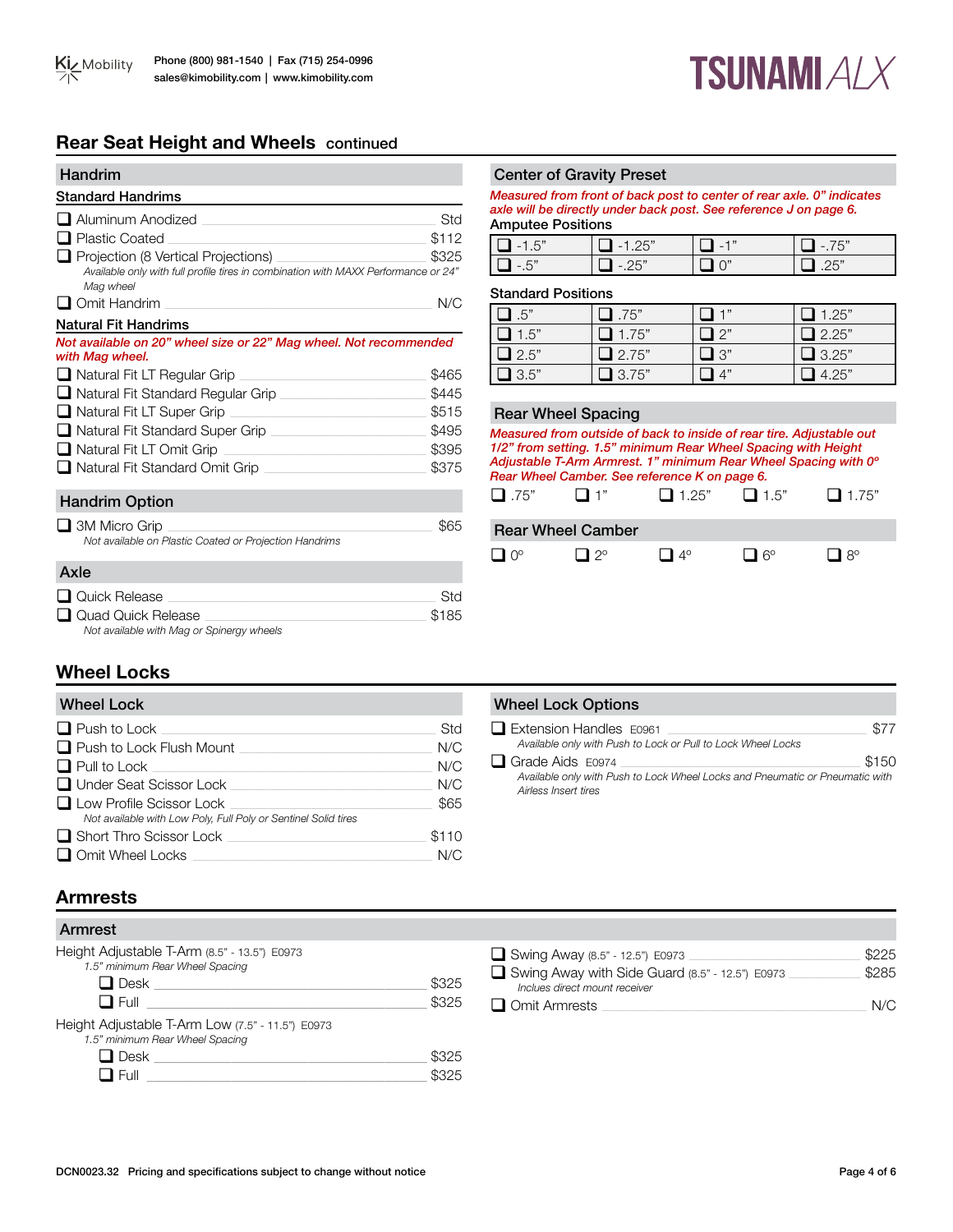## Rear Seat Height and Wheels continued

### Handrim

**Standard Handrims**

- ❑ Aluminum Anodized — Std
- ❑ Plastic Coated — $112
- ❑ Projection (8 Vertical Projections) — $325
  *Available only with full profile tires in combination with MAXX Performance or 24" Mag wheel*
- ❑ Omit Handrim — N/C

**Natural Fit Handrims**

*Not available on 20" wheel size or 22" Mag wheel. Not recommended with Mag wheel.*

- ❑ Natural Fit LT Regular Grip — $465
- ❑ Natural Fit Standard Regular Grip — $445
- ❑ Natural Fit LT Super Grip — $515
- ❑ Natural Fit Standard Super Grip — $495
- ❑ Natural Fit LT Omit Grip — $395
- ❑ Natural Fit Standard Omit Grip — $375

### Handrim Option

- ❑ 3M Micro Grip — $65
  *Not available on Plastic Coated or Projection Handrims*

### Axle

- ❑ Quick Release — Std
- ❑ Quad Quick Release — $185
  *Not available with Mag or Spinergy wheels*

### Center of Gravity Preset

*Measured from front of back post to center of rear axle. 0" indicates axle will be directly under back post. See reference J on page 6.*

**Amputee Positions**

| | | | |
|---|---|---|---|
| ❑ -1.5" | ❑ -1.25" | ❑ -1" | ❑ -.75" |
| ❑ -.5" | ❑ -.25" | ❑ 0" | ❑ .25" |

**Standard Positions**

| | | | |
|---|---|---|---|
| ❑ .5" | ❑ .75" | ❑ 1" | ❑ 1.25" |
| ❑ 1.5" | ❑ 1.75" | ❑ 2" | ❑ 2.25" |
| ❑ 2.5" | ❑ 2.75" | ❑ 3" | ❑ 3.25" |
| ❑ 3.5" | ❑ 3.75" | ❑ 4" | ❑ 4.25" |

### Rear Wheel Spacing

*Measured from outside of back to inside of rear tire. Adjustable out 1/2" from setting. 1.5" minimum Rear Wheel Spacing with Height Adjustable T-Arm Armrest. 1" minimum Rear Wheel Spacing with 0º Rear Wheel Camber. See reference K on page 6.*

❑ .75"  ❑ 1"  ❑ 1.25"  ❑ 1.5"  ❑ 1.75"

### Rear Wheel Camber

❑ 0º  ❑ 2º  ❑ 4º  ❑ 6º  ❑ 8º

## Wheel Locks

### Wheel Lock

- ❑ Push to Lock — Std
- ❑ Push to Lock Flush Mount — N/C
- ❑ Pull to Lock — N/C
- ❑ Under Seat Scissor Lock — N/C
- ❑ Low Profile Scissor Lock — $65
  *Not available with Low Poly, Full Poly or Sentinel Solid tires*
- ❑ Short Thro Scissor Lock — $110
- ❑ Omit Wheel Locks — N/C

### Wheel Lock Options

- ❑ Extension Handles E0961 — $77
  *Available only with Push to Lock or Pull to Lock Wheel Locks*
- ❑ Grade Aids E0974 — $150
  *Available only with Push to Lock Wheel Locks and Pneumatic or Pneumatic with Airless Insert tires*

## Armrests

### Armrest

Height Adjustable T-Arm (8.5" - 13.5") E0973
*1.5" minimum Rear Wheel Spacing*

- ❑ Desk — $325
- ❑ Full — $325

Height Adjustable T-Arm Low (7.5" - 11.5") E0973
*1.5" minimum Rear Wheel Spacing*

- ❑ Desk — $325
- ❑ Full — $325

- ❑ Swing Away (8.5" - 12.5") E0973 — $225
- ❑ Swing Away with Side Guard (8.5" - 12.5") E0973 — $285
  *Inclues direct mount receiver*
- ❑ Omit Armrests — N/C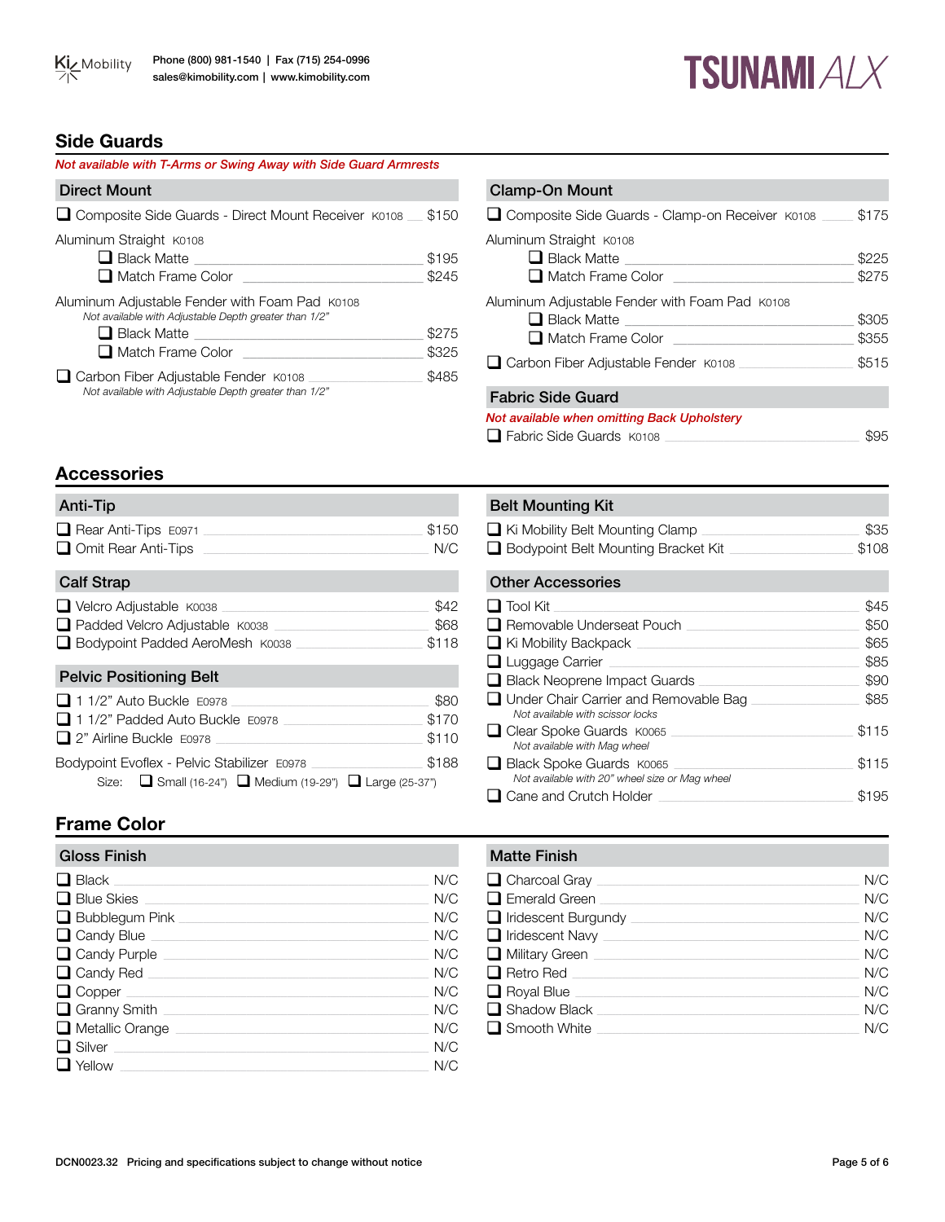## Side Guards

*Not available with T-Arms or Swing Away with Side Guard Armrests*

### Direct Mount

| Item | Price |
|---|---|
| ❑ Composite Side Guards - Direct Mount Receiver K0108 | $150 |
| Aluminum Straight K0108 | |
| ❑ Black Matte | $195 |
| ❑ Match Frame Color | $245 |
| Aluminum Adjustable Fender with Foam Pad K0108 *Not available with Adjustable Depth greater than 1/2"* | |
| ❑ Black Matte | $275 |
| ❑ Match Frame Color | $325 |
| ❑ Carbon Fiber Adjustable Fender K0108 *Not available with Adjustable Depth greater than 1/2"* | $485 |

### Clamp-On Mount

| Item | Price |
|---|---|
| ❑ Composite Side Guards - Clamp-on Receiver K0108 | $175 |
| Aluminum Straight K0108 | |
| ❑ Black Matte | $225 |
| ❑ Match Frame Color | $275 |
| Aluminum Adjustable Fender with Foam Pad K0108 | |
| ❑ Black Matte | $305 |
| ❑ Match Frame Color | $355 |
| ❑ Carbon Fiber Adjustable Fender K0108 | $515 |

### Fabric Side Guard

*Not available when omitting Back Upholstery*

| Item | Price |
|---|---|
| ❑ Fabric Side Guards K0108 | $95 |

## Accessories

### Anti-Tip

| Item | Price |
|---|---|
| ❑ Rear Anti-Tips E0971 | $150 |
| ❑ Omit Rear Anti-Tips | N/C |

### Calf Strap

| Item | Price |
|---|---|
| ❑ Velcro Adjustable K0038 | $42 |
| ❑ Padded Velcro Adjustable K0038 | $68 |
| ❑ Bodypoint Padded AeroMesh K0038 | $118 |

### Pelvic Positioning Belt

| Item | Price |
|---|---|
| ❑ 1 1/2" Auto Buckle E0978 | $80 |
| ❑ 1 1/2" Padded Auto Buckle E0978 | $170 |
| ❑ 2" Airline Buckle E0978 | $110 |
| Bodypoint Evoflex - Pelvic Stabilizer E0978 | $188 |

Size: ❑ Small (16-24") ❑ Medium (19-29") ❑ Large (25-37")

### Belt Mounting Kit

| Item | Price |
|---|---|
| ❑ Ki Mobility Belt Mounting Clamp | $35 |
| ❑ Bodypoint Belt Mounting Bracket Kit | $108 |

### Other Accessories

| Item | Price |
|---|---|
| ❑ Tool Kit | $45 |
| ❑ Removable Underseat Pouch | $50 |
| ❑ Ki Mobility Backpack | $65 |
| ❑ Luggage Carrier | $85 |
| ❑ Black Neoprene Impact Guards | $90 |
| ❑ Under Chair Carrier and Removable Bag *Not available with scissor locks* | $85 |
| ❑ Clear Spoke Guards K0065 *Not available with Mag wheel* | $115 |
| ❑ Black Spoke Guards K0065 *Not available with 20" wheel size or Mag wheel* | $115 |
| ❑ Cane and Crutch Holder | $195 |

## Frame Color

### Gloss Finish

| Item | Price |
|---|---|
| ❑ Black | N/C |
| ❑ Blue Skies | N/C |
| ❑ Bubblegum Pink | N/C |
| ❑ Candy Blue | N/C |
| ❑ Candy Purple | N/C |
| ❑ Candy Red | N/C |
| ❑ Copper | N/C |
| ❑ Granny Smith | N/C |
| ❑ Metallic Orange | N/C |
| ❑ Silver | N/C |
| ❑ Yellow | N/C |

### Matte Finish

| Item | Price |
|---|---|
| ❑ Charcoal Gray | N/C |
| ❑ Emerald Green | N/C |
| ❑ Iridescent Burgundy | N/C |
| ❑ Iridescent Navy | N/C |
| ❑ Military Green | N/C |
| ❑ Retro Red | N/C |
| ❑ Royal Blue | N/C |
| ❑ Shadow Black | N/C |
| ❑ Smooth White | N/C |

DCN0023.32 Pricing and specifications subject to change without notice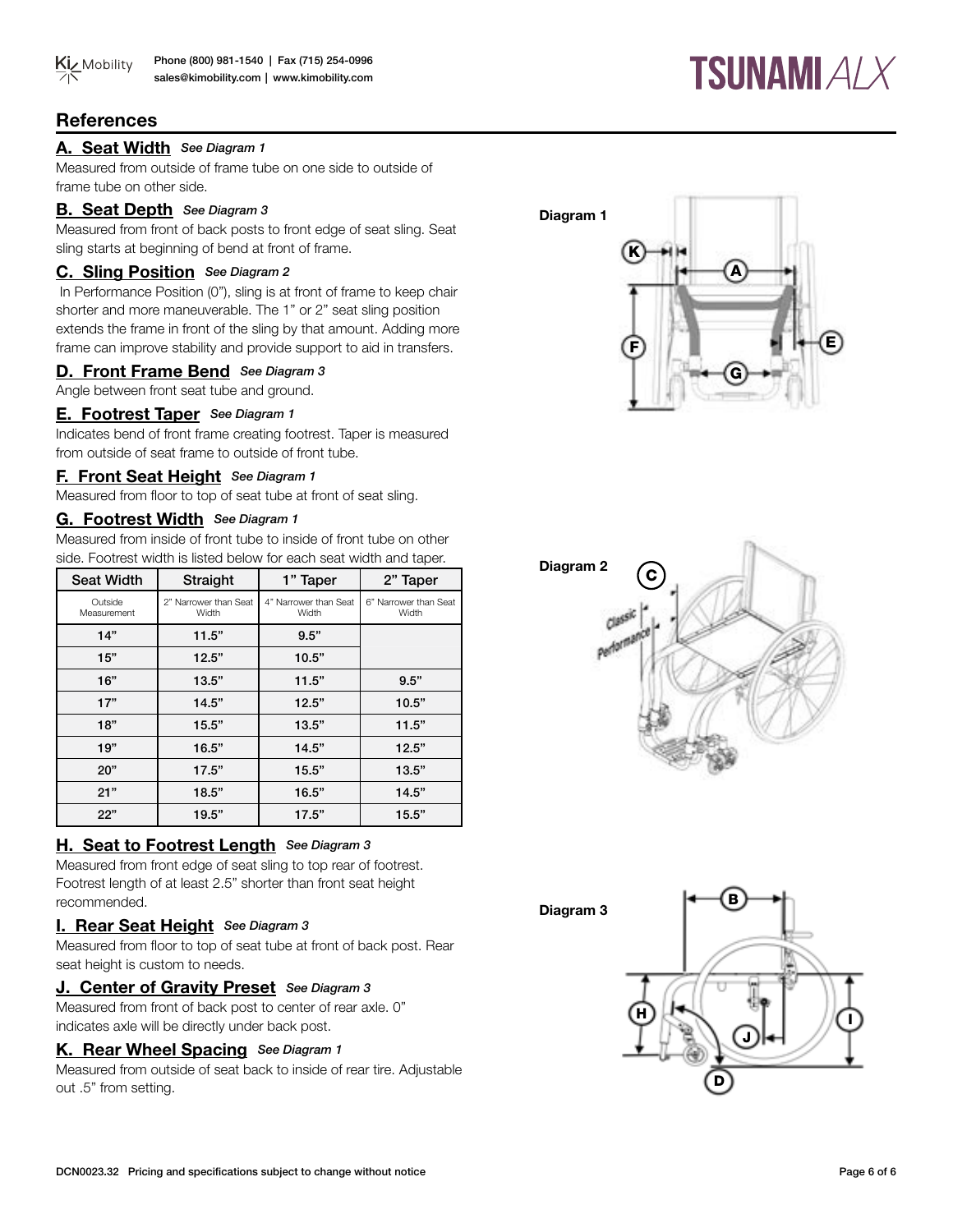## References

### A. Seat Width *See Diagram 1*

Measured from outside of frame tube on one side to outside of frame tube on other side.

### B. Seat Depth *See Diagram 3*

Measured from front of back posts to front edge of seat sling. Seat sling starts at beginning of bend at front of frame.

### C. Sling Position *See Diagram 2*

In Performance Position (0"), sling is at front of frame to keep chair shorter and more maneuverable. The 1" or 2" seat sling position extends the frame in front of the sling by that amount. Adding more frame can improve stability and provide support to aid in transfers.

### D. Front Frame Bend *See Diagram 3*

Angle between front seat tube and ground.

### E. Footrest Taper *See Diagram 1*

Indicates bend of front frame creating footrest. Taper is measured from outside of seat frame to outside of front tube.

### F. Front Seat Height *See Diagram 1*

Measured from floor to top of seat tube at front of seat sling.

### G. Footrest Width *See Diagram 1*

Measured from inside of front tube to inside of front tube on other side. Footrest width is listed below for each seat width and taper.

| Seat Width | Straight | 1" Taper | 2" Taper |
|---|---|---|---|
| Outside Measurement | 2" Narrower than Seat Width | 4" Narrower than Seat Width | 6" Narrower than Seat Width |
| 14" | 11.5" | 9.5" | |
| 15" | 12.5" | 10.5" | |
| 16" | 13.5" | 11.5" | 9.5" |
| 17" | 14.5" | 12.5" | 10.5" |
| 18" | 15.5" | 13.5" | 11.5" |
| 19" | 16.5" | 14.5" | 12.5" |
| 20" | 17.5" | 15.5" | 13.5" |
| 21" | 18.5" | 16.5" | 14.5" |
| 22" | 19.5" | 17.5" | 15.5" |

### H. Seat to Footrest Length *See Diagram 3*

Measured from front edge of seat sling to top rear of footrest. Footrest length of at least 2.5" shorter than front seat height recommended.

### I. Rear Seat Height *See Diagram 3*

Measured from floor to top of seat tube at front of back post. Rear seat height is custom to needs.

### J. Center of Gravity Preset *See Diagram 3*

Measured from front of back post to center of rear axle. 0" indicates axle will be directly under back post.

### K. Rear Wheel Spacing *See Diagram 1*

Measured from outside of seat back to inside of rear tire. Adjustable out .5" from setting.

Diagram 1

K A E F G

Diagram 2

C

Classic

Performance

Diagram 3

B H I J D

DCN0023.32 Pricing and specifications subject to change without notice